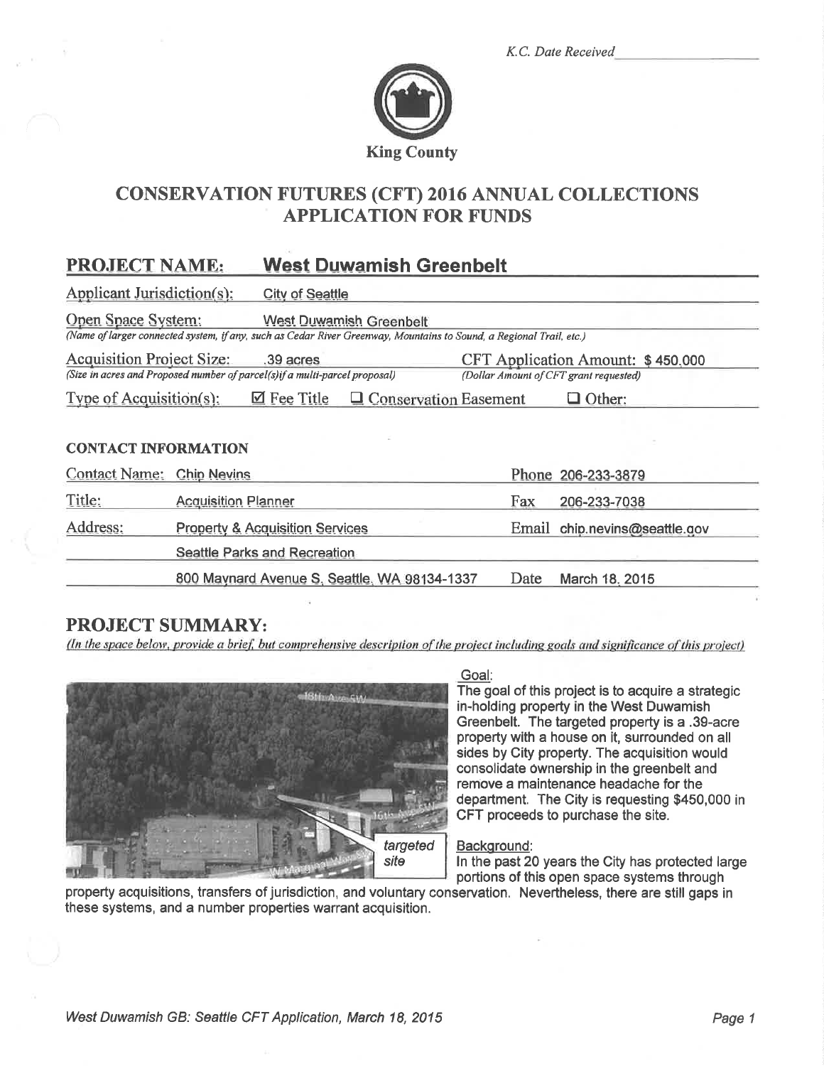K.C. Date Received ______________

King County

# CONSERVATION FUTURES (CFT) 2016 ANNUAL COLLECTIONS APPLICATION FOR FUNDS

## PROJECT NAME: West Duwamish Greenbelt

**Applicant Jurisdiction(s):** City of Seattle

**Open Space System:** West Duwamish Greenbelt
*(Name of larger connected system, if any, such as Cedar River Greenway, Mountains to Sound, a Regional Trail, etc.)*

**Acquisition Project Size:** .39 acres
*(Size in acres and Proposed number of parcel(s) if a multi-parcel proposal)*

**CFT Application Amount:** $ 450,000
*(Dollar Amount of CFT grant requested)*

**Type of Acquisition(s):** ☑ Fee Title ☐ Conservation Easement ☐ Other:

### CONTACT INFORMATION

| | | | |
|---|---|---|---|
| Contact Name: | Chip Nevins | Phone | 206-233-3879 |
| Title: | Acquisition Planner | Fax | 206-233-7038 |
| Address: | Property & Acquisition Services | Email | chip.nevins@seattle.gov |
| | Seattle Parks and Recreation | | |
| | 800 Maynard Avenue S, Seattle, WA 98134-1337 | Date | March 18, 2015 |

## PROJECT SUMMARY:

*(In the space below, provide a brief, but comprehensive description of the project including goals and significance of this project)*

18th Ave SW

16th Ave SW

W Marginal Way SW

targeted site

Goal:
The goal of this project is to acquire a strategic in-holding property in the West Duwamish Greenbelt. The targeted property is a .39-acre property with a house on it, surrounded on all sides by City property. The acquisition would consolidate ownership in the greenbelt and remove a maintenance headache for the department. The City is requesting $450,000 in CFT proceeds to purchase the site.

Background:
In the past 20 years the City has protected large portions of this open space systems through property acquisitions, transfers of jurisdiction, and voluntary conservation. Nevertheless, there are still gaps in these systems, and a number properties warrant acquisition.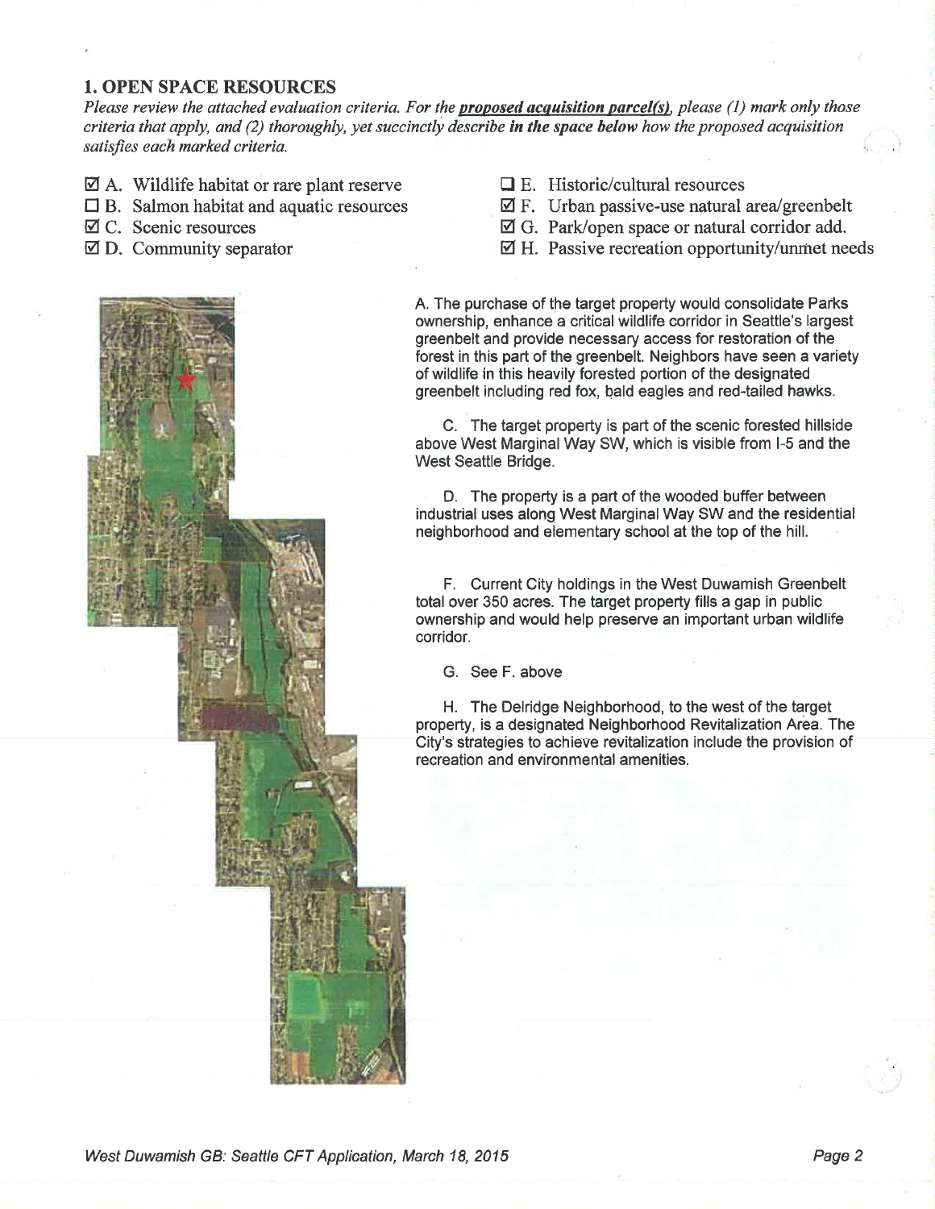## 1. OPEN SPACE RESOURCES

*Please review the attached evaluation criteria. For the* ***proposed acquisition parcel(s)****, please (1) mark only those criteria that apply, and (2) thoroughly, yet succinctly describe* ***in the space below*** *how the proposed acquisition satisfies each marked criteria.*

- ☑ A. Wildlife habitat or rare plant reserve
- ☐ B. Salmon habitat and aquatic resources
- ☑ C. Scenic resources
- ☑ D. Community separator
- ☐ E. Historic/cultural resources
- ☑ F. Urban passive-use natural area/greenbelt
- ☑ G. Park/open space or natural corridor add.
- ☑ H. Passive recreation opportunity/unmet needs

A. The purchase of the target property would consolidate Parks ownership, enhance a critical wildlife corridor in Seattle's largest greenbelt and provide necessary access for restoration of the forest in this part of the greenbelt. Neighbors have seen a variety of wildlife in this heavily forested portion of the designated greenbelt including red fox, bald eagles and red-tailed hawks.

C. The target property is part of the scenic forested hillside above West Marginal Way SW, which is visible from I-5 and the West Seattle Bridge.

D. The property is a part of the wooded buffer between industrial uses along West Marginal Way SW and the residential neighborhood and elementary school at the top of the hill.

F. Current City holdings in the West Duwamish Greenbelt total over 350 acres. The target property fills a gap in public ownership and would help preserve an important urban wildlife corridor.

G. See F. above

H. The Delridge Neighborhood, to the west of the target property, is a designated Neighborhood Revitalization Area. The City's strategies to achieve revitalization include the provision of recreation and environmental amenities.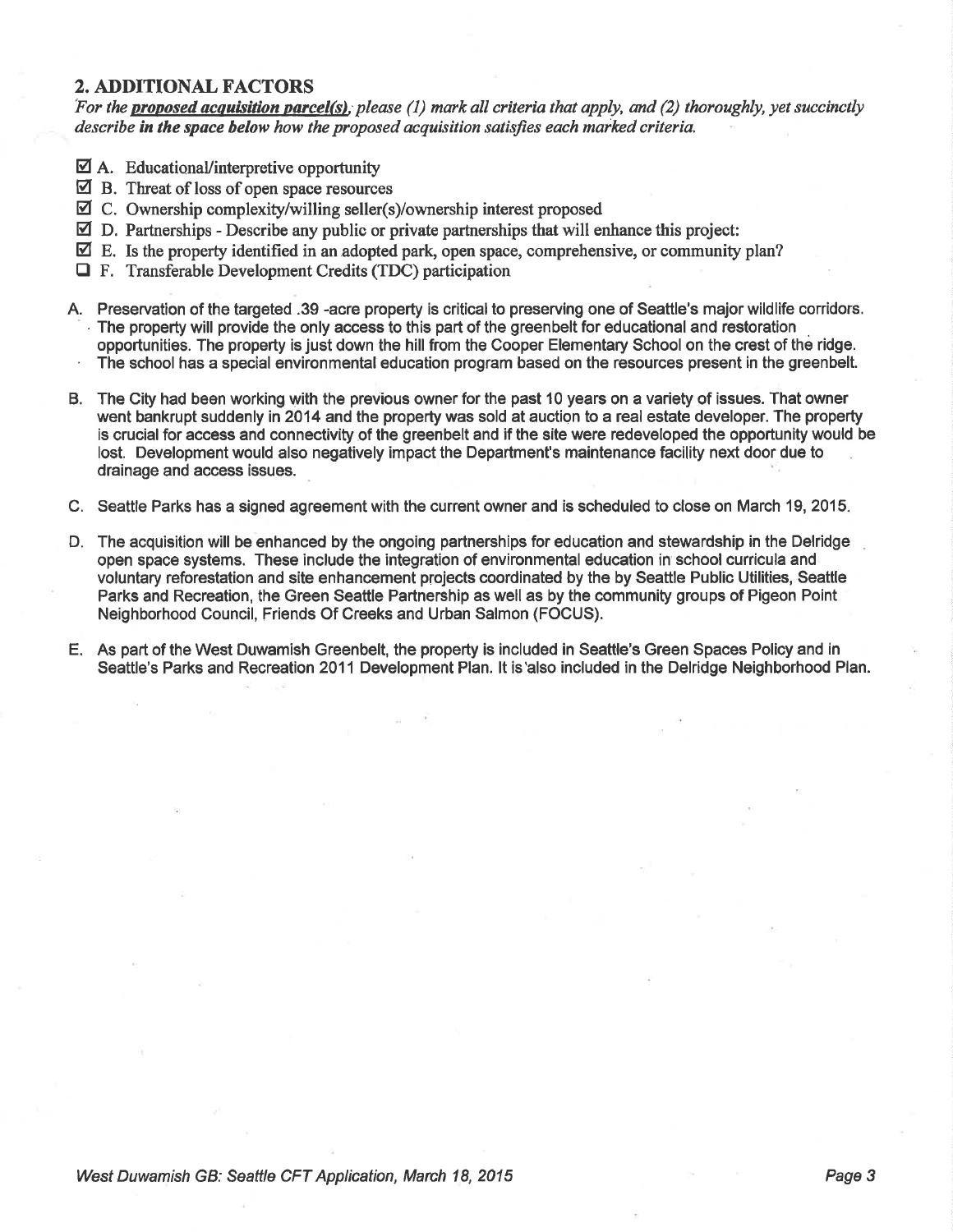## 2. ADDITIONAL FACTORS

*For the **proposed acquisition parcel(s)**, please (1) mark all criteria that apply, and (2) thoroughly, yet succinctly describe **in the space below** how the proposed acquisition satisfies each marked criteria.*

- ☑ A. Educational/interpretive opportunity
- ☑ B. Threat of loss of open space resources
- ☑ C. Ownership complexity/willing seller(s)/ownership interest proposed
- ☑ D. Partnerships - Describe any public or private partnerships that will enhance this project:
- ☑ E. Is the property identified in an adopted park, open space, comprehensive, or community plan?
- ☐ F. Transferable Development Credits (TDC) participation

A. Preservation of the targeted .39 -acre property is critical to preserving one of Seattle's major wildlife corridors. The property will provide the only access to this part of the greenbelt for educational and restoration opportunities. The property is just down the hill from the Cooper Elementary School on the crest of the ridge. The school has a special environmental education program based on the resources present in the greenbelt.

B. The City had been working with the previous owner for the past 10 years on a variety of issues. That owner went bankrupt suddenly in 2014 and the property was sold at auction to a real estate developer. The property is crucial for access and connectivity of the greenbelt and if the site were redeveloped the opportunity would be lost. Development would also negatively impact the Department's maintenance facility next door due to drainage and access issues.

C. Seattle Parks has a signed agreement with the current owner and is scheduled to close on March 19, 2015.

D. The acquisition will be enhanced by the ongoing partnerships for education and stewardship in the Delridge open space systems. These include the integration of environmental education in school curricula and voluntary reforestation and site enhancement projects coordinated by the by Seattle Public Utilities, Seattle Parks and Recreation, the Green Seattle Partnership as well as by the community groups of Pigeon Point Neighborhood Council, Friends Of Creeks and Urban Salmon (FOCUS).

E. As part of the West Duwamish Greenbelt, the property is included in Seattle's Green Spaces Policy and in Seattle's Parks and Recreation 2011 Development Plan. It is also included in the Delridge Neighborhood Plan.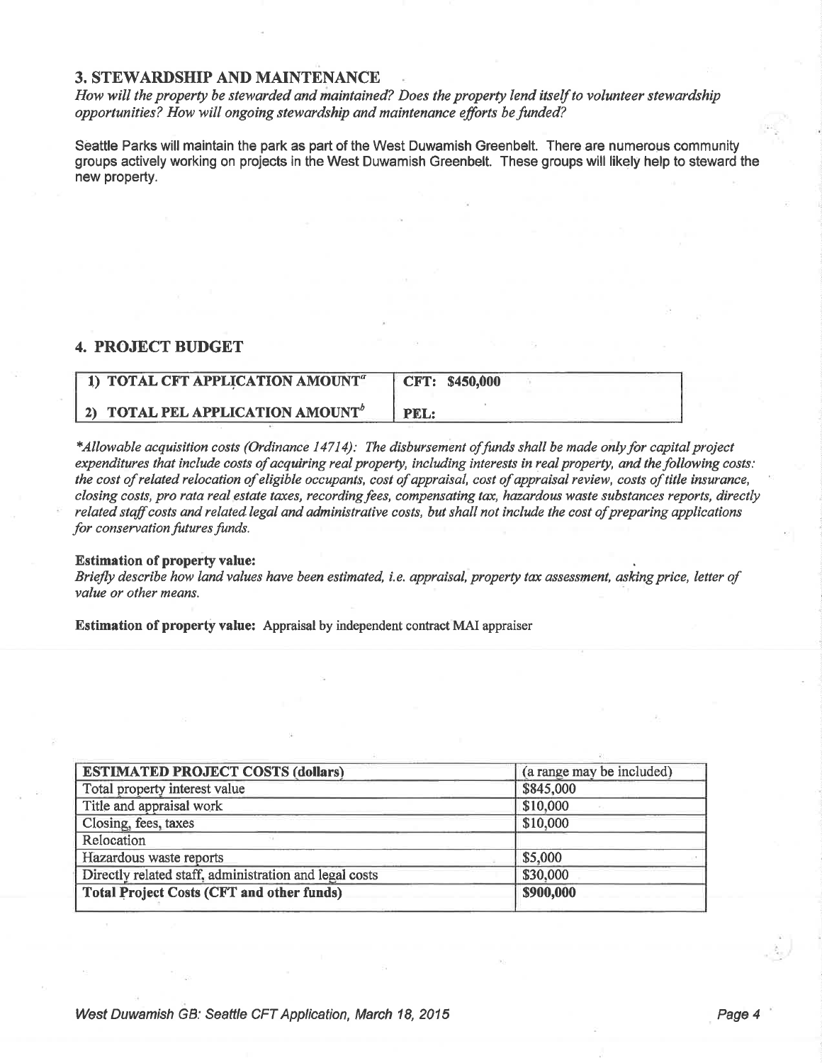## 3. STEWARDSHIP AND MAINTENANCE

*How will the property be stewarded and maintained? Does the property lend itself to volunteer stewardship opportunities? How will ongoing stewardship and maintenance efforts be funded?*

Seattle Parks will maintain the park as part of the West Duwamish Greenbelt. There are numerous community groups actively working on projects in the West Duwamish Greenbelt. These groups will likely help to steward the new property.

## 4. PROJECT BUDGET

| 1) TOTAL CFT APPLICATION AMOUNT[a] | CFT: $450,000 |
|---|---|
| 2) TOTAL PEL APPLICATION AMOUNT[b] | PEL: |

**Allowable acquisition costs (Ordinance 14714): The disbursement of funds shall be made only for capital project expenditures that include costs of acquiring real property, including interests in real property, and the following costs: the cost of related relocation of eligible occupants, cost of appraisal, cost of appraisal review, costs of title insurance, closing costs, pro rata real estate taxes, recording fees, compensating tax, hazardous waste substances reports, directly related staff costs and related legal and administrative costs, but shall not include the cost of preparing applications for conservation futures funds.*

**Estimation of property value:**
*Briefly describe how land values have been estimated, i.e. appraisal, property tax assessment, asking price, letter of value or other means.*

**Estimation of property value:** Appraisal by independent contract MAI appraiser

| ESTIMATED PROJECT COSTS (dollars) | (a range may be included) |
|---|---|
| Total property interest value | $845,000 |
| Title and appraisal work | $10,000 |
| Closing, fees, taxes | $10,000 |
| Relocation | |
| Hazardous waste reports | $5,000 |
| Directly related staff, administration and legal costs | $30,000 |
| **Total Project Costs (CFT and other funds)** | **$900,000** |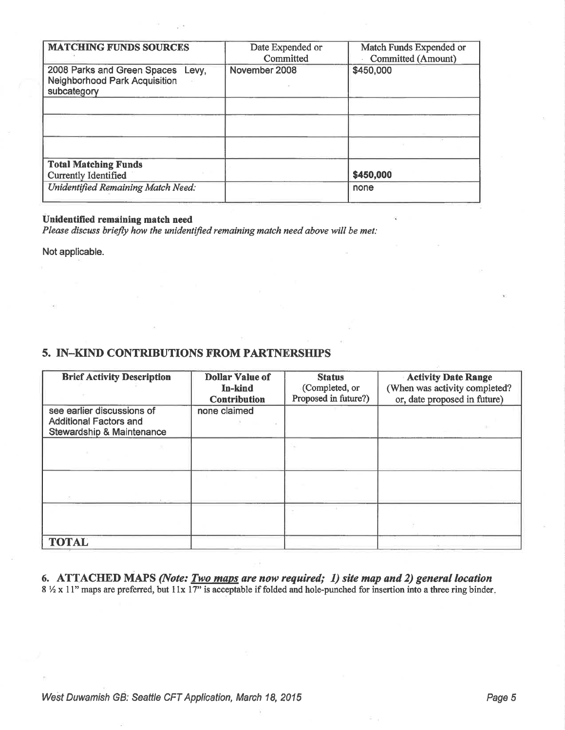| MATCHING FUNDS SOURCES | Date Expended or Committed | Match Funds Expended or Committed (Amount) |
|---|---|---|
| 2008 Parks and Green Spaces Levy, Neighborhood Park Acquisition subcategory | November 2008 | $450,000 |
| | | |
| | | |
| | | |
| **Total Matching Funds** Currently Identified | | **$450,000** |
| *Unidentified Remaining Match Need:* | | none |

**Unidentified remaining match need**

*Please discuss briefly how the unidentified remaining match need above will be met:*

Not applicable.

## 5. IN–KIND CONTRIBUTIONS FROM PARTNERSHIPS

| Brief Activity Description | Dollar Value of In-kind Contribution | Status (Completed, or Proposed in future?) | Activity Date Range (When was activity completed? or, date proposed in future) |
|---|---|---|---|
| see earlier discussions of Additional Factors and Stewardship & Maintenance | none claimed | | |
| | | | |
| | | | |
| | | | |
| **TOTAL** | | | |

## 6. ATTACHED MAPS *(Note: __Two maps__ are now required; 1) site map and 2) general location*

8 ½ x 11" maps are preferred, but 11x 17" is acceptable if folded and hole-punched for insertion into a three ring binder.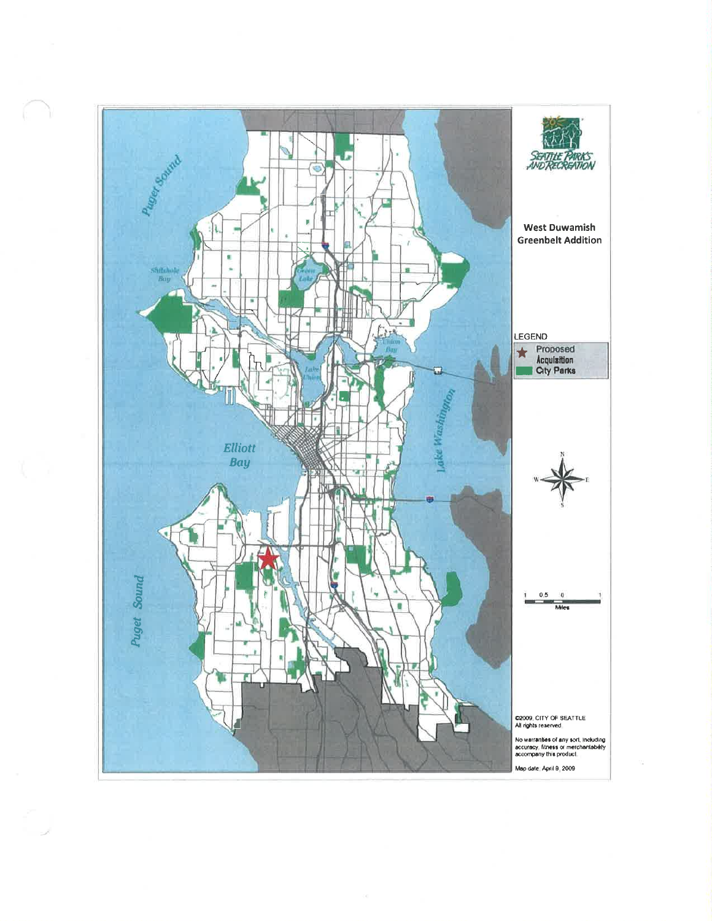Seattle Parks and Recreation

## West Duwamish Greenbelt Addition

LEGEND

- ★ Proposed Acquisition
- City Parks

Puget Sound

Shilshole Bay

Green Lake

Union Bay

Lake Union

Elliott Bay

Lake Washington

Puget Sound

1 0.5 0 1
Miles

©2009, CITY OF SEATTLE
All rights reserved.

No warranties of any sort, including accuracy, fitness or merchantability accompany this product.

Map date: April 9, 2009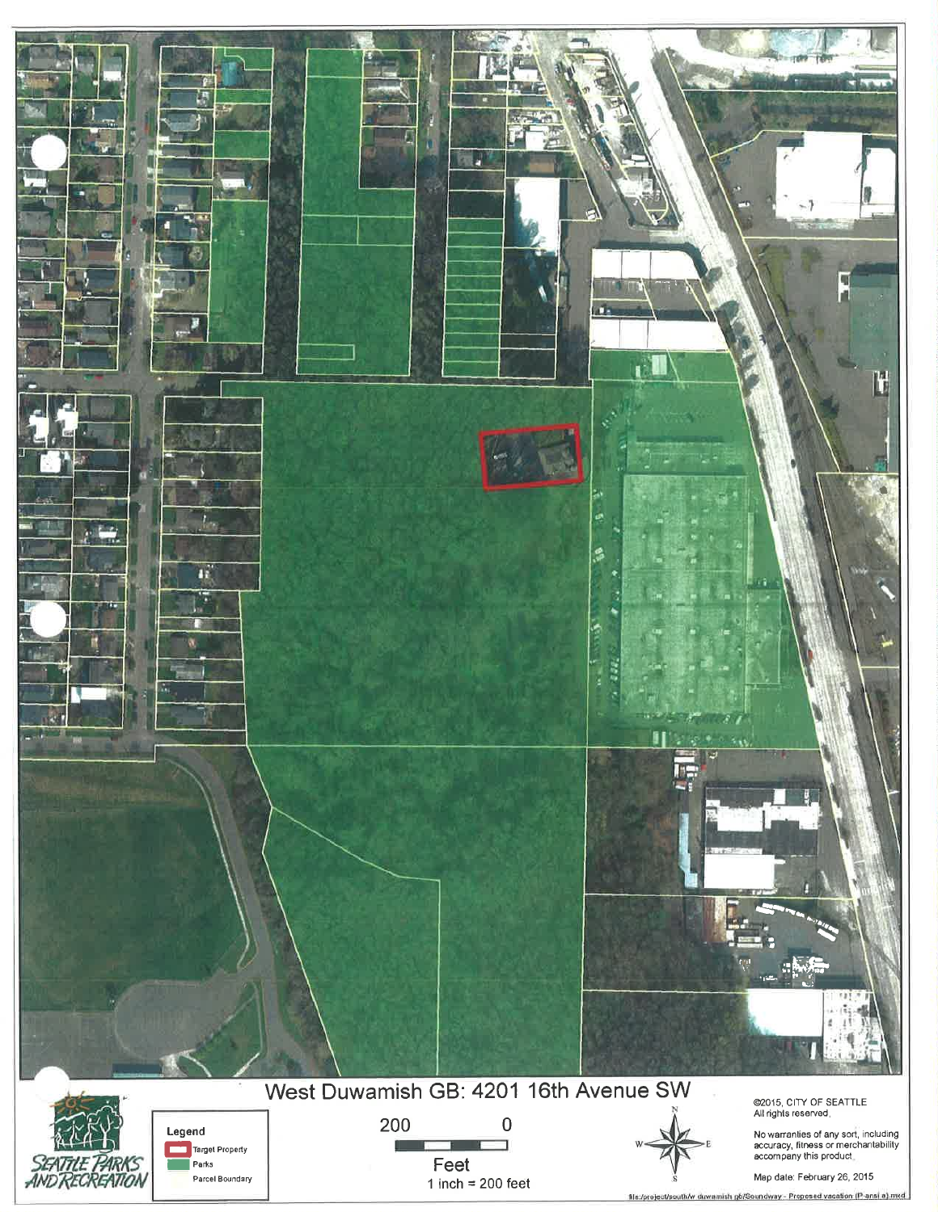# West Duwamish GB: 4201 16th Avenue SW

SEATTLE PARKS AND RECREATION

Legend
- Target Property
- Parks
- Parcel Boundary

200 0

Feet

1 inch = 200 feet

N
W E
S

©2015, CITY OF SEATTLE
All rights reserved.

No warranties of any sort, including accuracy, fitness or merchantability accompany this product.

Map date: February 26, 2015

file:/project/south/w duwamish gb/Soundway - Proposed vacation (P-ansi a).mxd